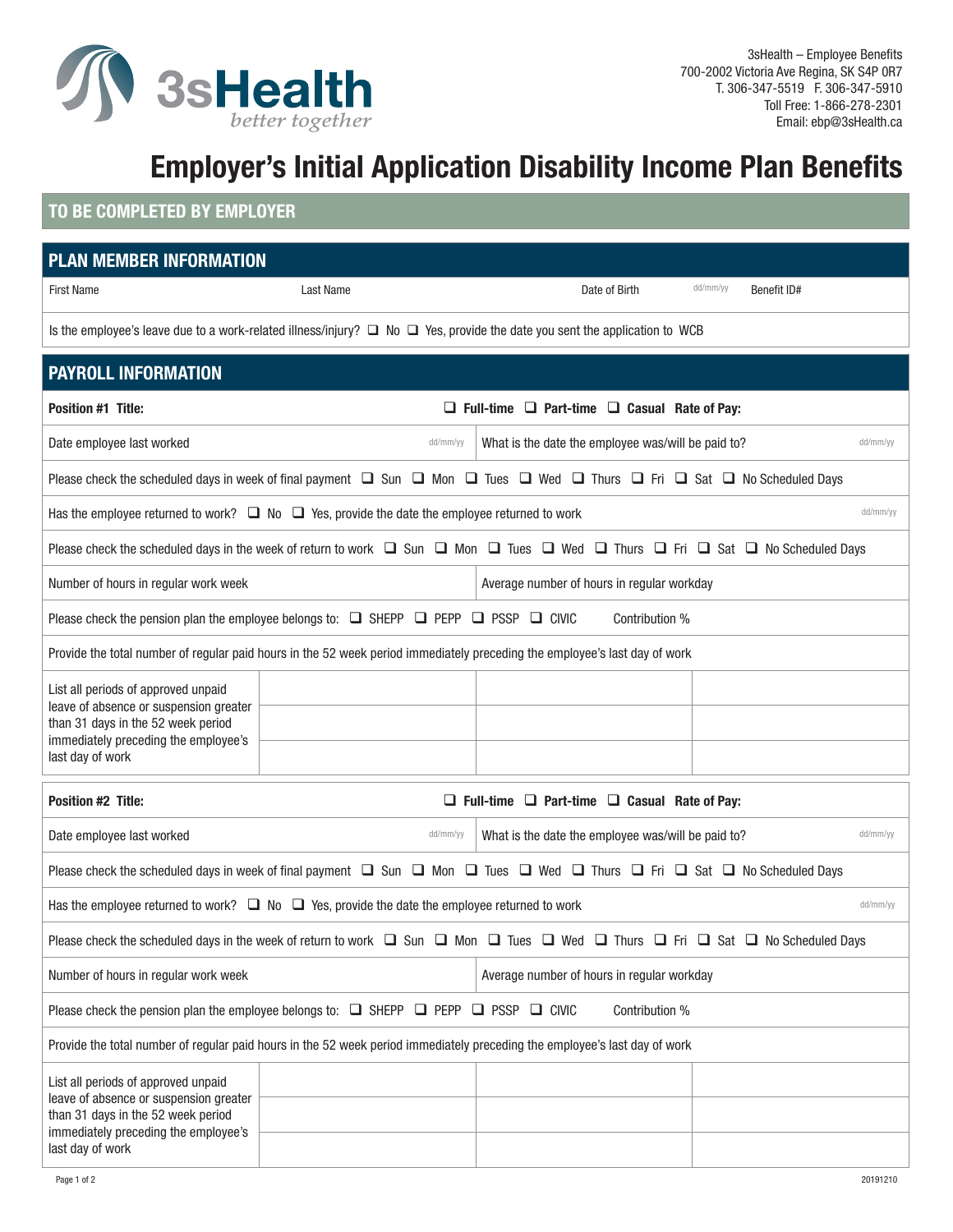3sHealth
*better together*

3sHealth – Employee Benefits
700-2002 Victoria Ave Regina, SK S4P 0R7
T. 306-347-5519 F. 306-347-5910
Toll Free: 1-866-278-2301
Email: ebp@3sHealth.ca

# Employer's Initial Application Disability Income Plan Benefits

## TO BE COMPLETED BY EMPLOYER

## PLAN MEMBER INFORMATION

| First Name | Last Name | Date of Birth dd/mm/yy | Benefit ID# |
|---|---|---|---|
| | | | |

Is the employee's leave due to a work-related illness/injury? ❑ No ❑ Yes, provide the date you sent the application to WCB

## PAYROLL INFORMATION

**Position #1 Title:** ❑ **Full-time** ❑ **Part-time** ❑ **Casual** **Rate of Pay:**

| Date employee last worked dd/mm/yy | What is the date the employee was/will be paid to? dd/mm/yy |
|---|---|

Please check the scheduled days in week of final payment ❑ Sun ❑ Mon ❑ Tues ❑ Wed ❑ Thurs ❑ Fri ❑ Sat ❑ No Scheduled Days

Has the employee returned to work? ❑ No ❑ Yes, provide the date the employee returned to work dd/mm/yy

Please check the scheduled days in the week of return to work ❑ Sun ❑ Mon ❑ Tues ❑ Wed ❑ Thurs ❑ Fri ❑ Sat ❑ No Scheduled Days

| Number of hours in regular work week | Average number of hours in regular workday |
|---|---|

Please check the pension plan the employee belongs to: ❑ SHEPP ❑ PEPP ❑ PSSP ❑ CIVIC Contribution %

Provide the total number of regular paid hours in the 52 week period immediately preceding the employee's last day of work

| List all periods of approved unpaid leave of absence or suspension greater than 31 days in the 52 week period immediately preceding the employee's last day of work | | | |
|---|---|---|---|
| | | | |
| | | | |

**Position #2 Title:** ❑ **Full-time** ❑ **Part-time** ❑ **Casual** **Rate of Pay:**

| Date employee last worked dd/mm/yy | What is the date the employee was/will be paid to? dd/mm/yy |
|---|---|

Please check the scheduled days in week of final payment ❑ Sun ❑ Mon ❑ Tues ❑ Wed ❑ Thurs ❑ Fri ❑ Sat ❑ No Scheduled Days

Has the employee returned to work? ❑ No ❑ Yes, provide the date the employee returned to work dd/mm/yy

Please check the scheduled days in the week of return to work ❑ Sun ❑ Mon ❑ Tues ❑ Wed ❑ Thurs ❑ Fri ❑ Sat ❑ No Scheduled Days

| Number of hours in regular work week | Average number of hours in regular workday |
|---|---|

Please check the pension plan the employee belongs to: ❑ SHEPP ❑ PEPP ❑ PSSP ❑ CIVIC Contribution %

Provide the total number of regular paid hours in the 52 week period immediately preceding the employee's last day of work

| List all periods of approved unpaid leave of absence or suspension greater than 31 days in the 52 week period immediately preceding the employee's last day of work | | | |
|---|---|---|---|
| | | | |
| | | | |

20191210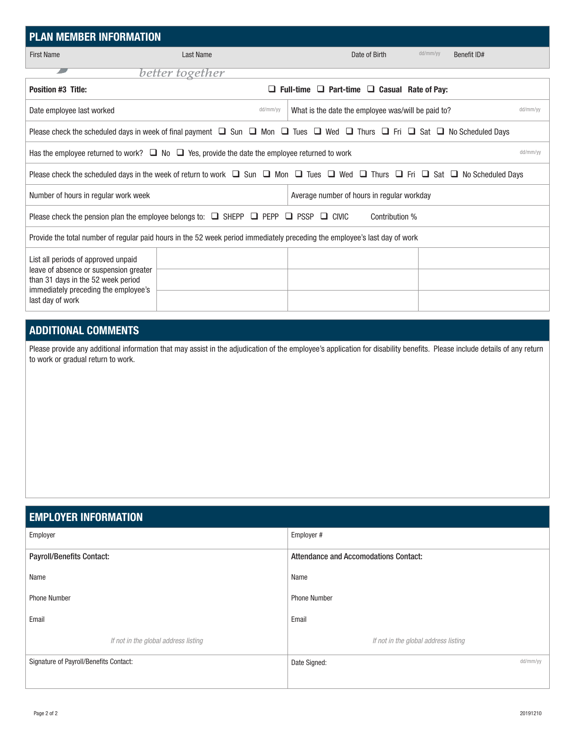## PLAN MEMBER INFORMATION

| First Name | Last Name | Date of Birth dd/mm/yy | Benefit ID# |
|---|---|---|---|

*better together*

**Position #3 Title:** ❑ **Full-time** ❑ **Part-time** ❑ **Casual** **Rate of Pay:**

| | |
|---|---|
| Date employee last worked dd/mm/yy | What is the date the employee was/will be paid to? dd/mm/yy |

Please check the scheduled days in week of final payment ❑ Sun ❑ Mon ❑ Tues ❑ Wed ❑ Thurs ❑ Fri ❑ Sat ❑ No Scheduled Days

Has the employee returned to work? ❑ No ❑ Yes, provide the date the employee returned to work dd/mm/yy

Please check the scheduled days in the week of return to work ❑ Sun ❑ Mon ❑ Tues ❑ Wed ❑ Thurs ❑ Fri ❑ Sat ❑ No Scheduled Days

| | |
|---|---|
| Number of hours in regular work week | Average number of hours in regular workday |

Please check the pension plan the employee belongs to: ❑ SHEPP ❑ PEPP ❑ PSSP ❑ CIVIC Contribution %

Provide the total number of regular paid hours in the 52 week period immediately preceding the employee's last day of work

| | | | |
|---|---|---|---|
| List all periods of approved unpaid leave of absence or suspension greater than 31 days in the 52 week period immediately preceding the employee's last day of work | | | |
| | | | |
| | | | |

## ADDITIONAL COMMENTS

Please provide any additional information that may assist in the adjudication of the employee's application for disability benefits. Please include details of any return to work or gradual return to work.

## EMPLOYER INFORMATION

| | |
|---|---|
| Employer | Employer # |
| **Payroll/Benefits Contact:** | **Attendance and Accomodations Contact:** |
| Name | Name |
| Phone Number | Phone Number |
| Email | Email |
| *If not in the global address listing* | *If not in the global address listing* |
| Signature of Payroll/Benefits Contact: | Date Signed: dd/mm/yy |

20191210